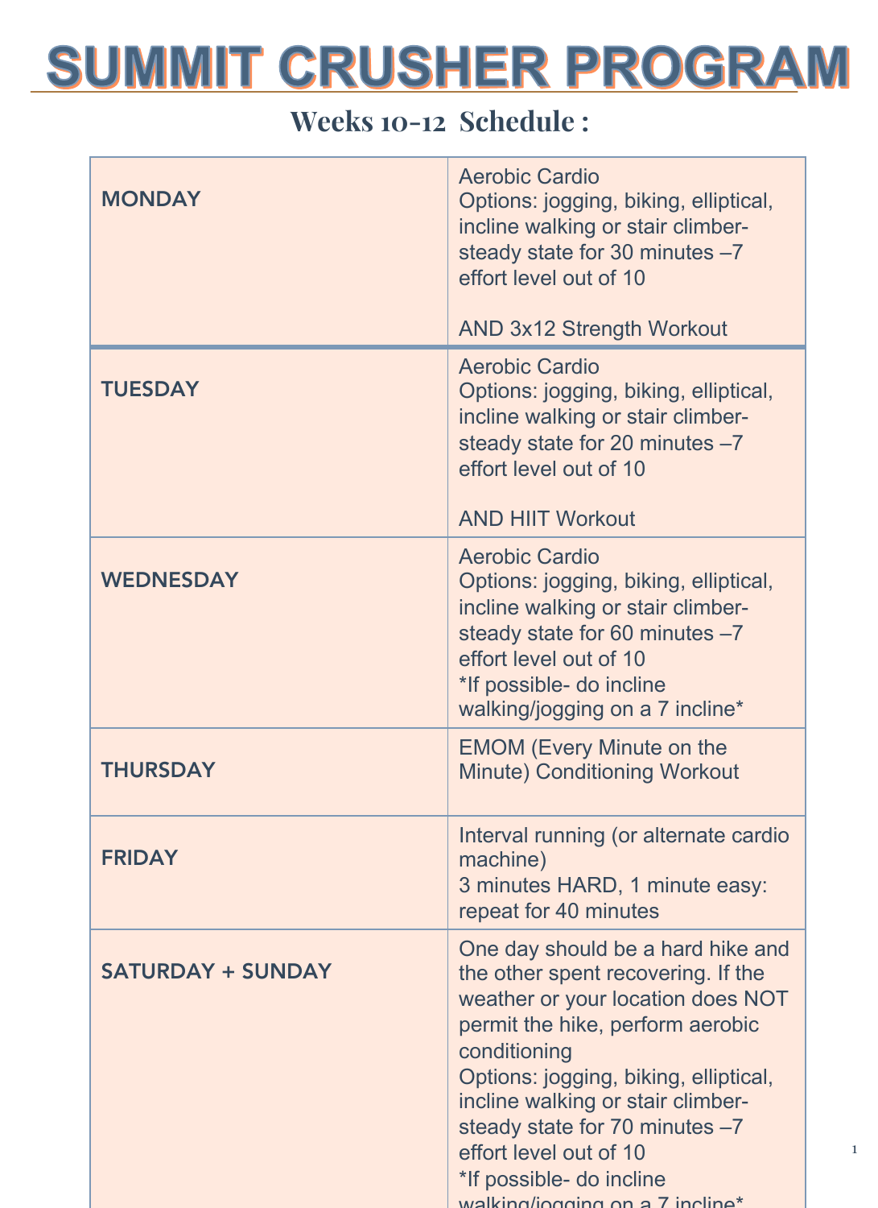# SUMMIT CRUSHER PROGRAM

## Weeks 10-12 Schedule :

| | |
|---|---|
| **MONDAY** | Aerobic Cardio<br>Options: jogging, biking, elliptical, incline walking or stair climber- steady state for 30 minutes –7 effort level out of 10<br><br>AND 3x12 Strength Workout |
| **TUESDAY** | Aerobic Cardio<br>Options: jogging, biking, elliptical, incline walking or stair climber- steady state for 20 minutes –7 effort level out of 10<br><br>AND HIIT Workout |
| **WEDNESDAY** | Aerobic Cardio<br>Options: jogging, biking, elliptical, incline walking or stair climber- steady state for 60 minutes –7 effort level out of 10<br>*If possible- do incline walking/jogging on a 7 incline* |
| **THURSDAY** | EMOM (Every Minute on the Minute) Conditioning Workout |
| **FRIDAY** | Interval running (or alternate cardio machine)<br>3 minutes HARD, 1 minute easy: repeat for 40 minutes |
| **SATURDAY + SUNDAY** | One day should be a hard hike and the other spent recovering. If the weather or your location does NOT permit the hike, perform aerobic conditioning<br>Options: jogging, biking, elliptical, incline walking or stair climber- steady state for 70 minutes –7 effort level out of 10<br>*If possible- do incline walking/jogging on a 7 incline* |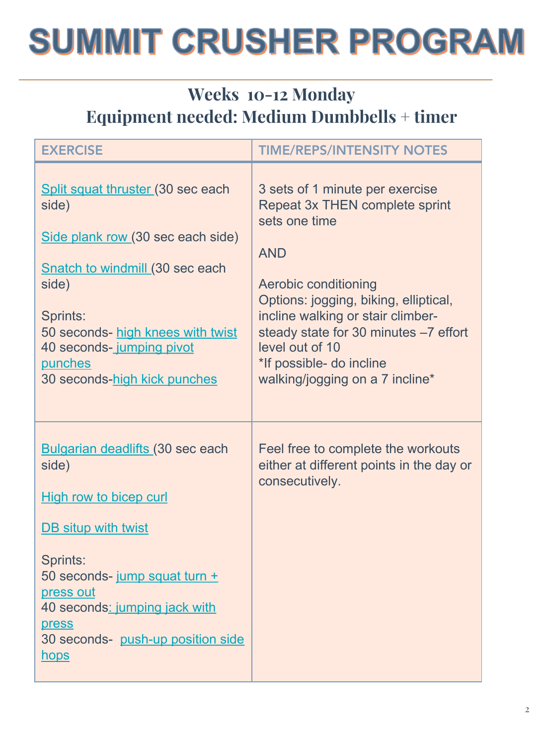# SUMMIT CRUSHER PROGRAM

## Weeks 10-12 Monday
## Equipment needed: Medium Dumbbells + timer

| EXERCISE | TIME/REPS/INTENSITY NOTES |
|---|---|
| Split squat thruster (30 sec each side)<br><br>Side plank row (30 sec each side)<br><br>Snatch to windmill (30 sec each side)<br><br>Sprints:<br>50 seconds- high knees with twist<br>40 seconds- jumping pivot punches<br>30 seconds-high kick punches | 3 sets of 1 minute per exercise<br>Repeat 3x THEN complete sprint sets one time<br><br>AND<br><br>Aerobic conditioning<br>Options: jogging, biking, elliptical, incline walking or stair climber- steady state for 30 minutes –7 effort level out of 10<br>*If possible- do incline walking/jogging on a 7 incline* |
| Bulgarian deadlifts (30 sec each side)<br><br>High row to bicep curl<br><br>DB situp with twist<br><br>Sprints:<br>50 seconds- jump squat turn + press out<br>40 seconds: jumping jack with press<br>30 seconds- push-up position side hops | Feel free to complete the workouts either at different points in the day or consecutively. |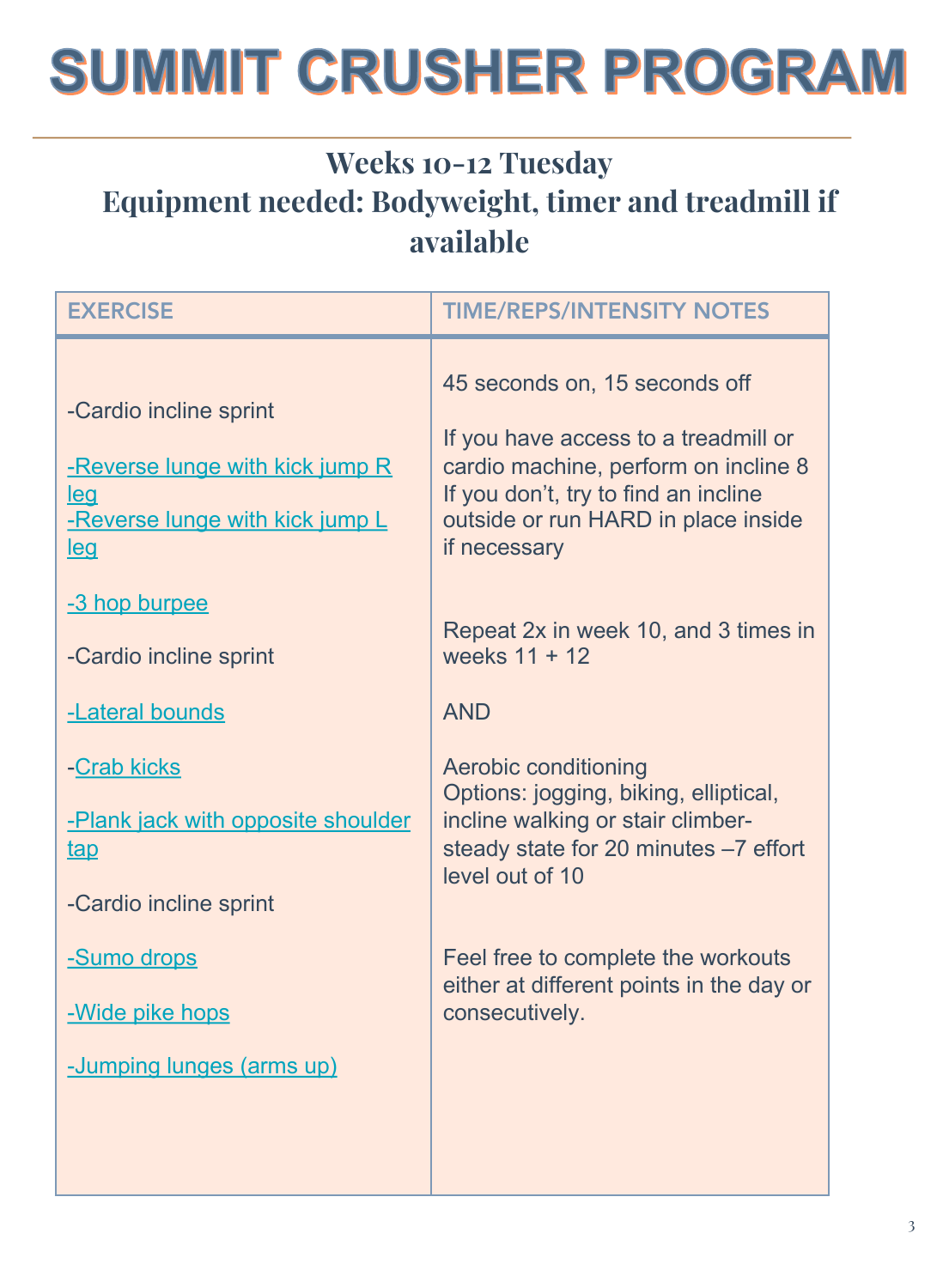# SUMMIT CRUSHER PROGRAM

## Weeks 10-12 Tuesday

## Equipment needed: Bodyweight, timer and treadmill if available

| EXERCISE | TIME/REPS/INTENSITY NOTES |
|---|---|
| -Cardio incline sprint<br><br>-Reverse lunge with kick jump R leg<br>-Reverse lunge with kick jump L leg<br><br>-3 hop burpee<br><br>-Cardio incline sprint<br><br>-Lateral bounds<br><br>-Crab kicks<br><br>-Plank jack with opposite shoulder tap<br><br>-Cardio incline sprint<br><br>-Sumo drops<br><br>-Wide pike hops<br><br>-Jumping lunges (arms up) | 45 seconds on, 15 seconds off<br><br>If you have access to a treadmill or cardio machine, perform on incline 8 If you don't, try to find an incline outside or run HARD in place inside if necessary<br><br>Repeat 2x in week 10, and 3 times in weeks 11 + 12<br><br>AND<br><br>Aerobic conditioning<br>Options: jogging, biking, elliptical, incline walking or stair climber- steady state for 20 minutes –7 effort level out of 10<br><br>Feel free to complete the workouts either at different points in the day or consecutively. |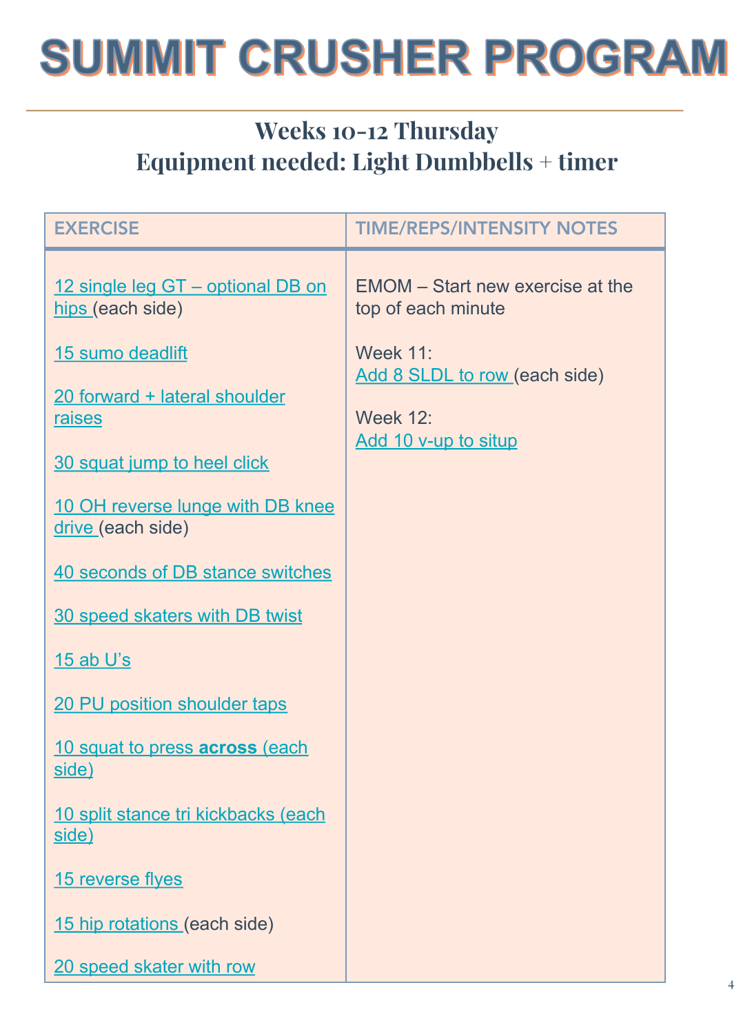# SUMMIT CRUSHER PROGRAM

## Weeks 10-12 Thursday
## Equipment needed: Light Dumbbells + timer

| EXERCISE | TIME/REPS/INTENSITY NOTES |
|---|---|
| 12 single leg GT – optional DB on hips (each side)<br><br>15 sumo deadlift<br><br>20 forward + lateral shoulder raises<br><br>30 squat jump to heel click<br><br>10 OH reverse lunge with DB knee drive (each side)<br><br>40 seconds of DB stance switches<br><br>30 speed skaters with DB twist<br><br>15 ab U's<br><br>20 PU position shoulder taps<br><br>10 squat to press **across** (each side)<br><br>10 split stance tri kickbacks (each side)<br><br>15 reverse flyes<br><br>15 hip rotations (each side)<br><br>20 speed skater with row | EMOM – Start new exercise at the top of each minute<br><br>Week 11:<br>Add 8 SLDL to row (each side)<br><br>Week 12:<br>Add 10 v-up to situp |